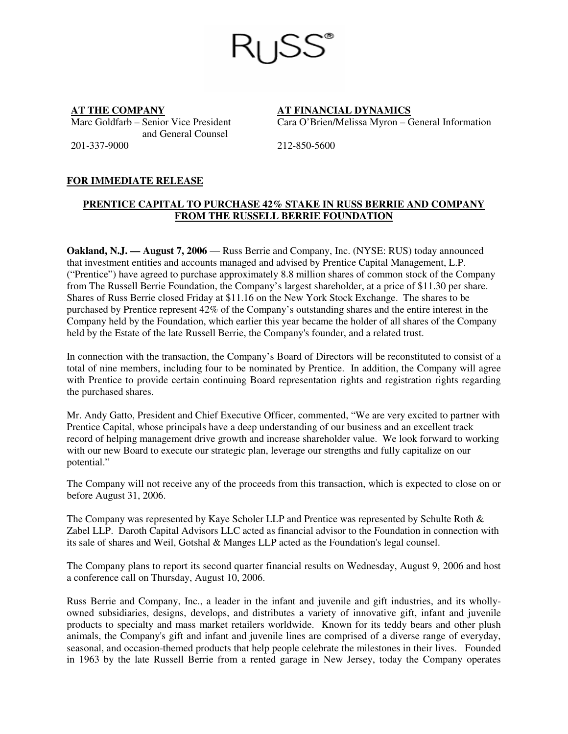RUSS®

**AT THE COMPANY**
Marc Goldfarb – Senior Vice President and General Counsel
201-337-9000

**AT FINANCIAL DYNAMICS**
Cara O'Brien/Melissa Myron – General Information
212-850-5600

**FOR IMMEDIATE RELEASE**

## PRENTICE CAPITAL TO PURCHASE 42% STAKE IN RUSS BERRIE AND COMPANY FROM THE RUSSELL BERRIE FOUNDATION

**Oakland, N.J. — August 7, 2006** — Russ Berrie and Company, Inc. (NYSE: RUS) today announced that investment entities and accounts managed and advised by Prentice Capital Management, L.P. ("Prentice") have agreed to purchase approximately 8.8 million shares of common stock of the Company from The Russell Berrie Foundation, the Company's largest shareholder, at a price of $11.30 per share. Shares of Russ Berrie closed Friday at $11.16 on the New York Stock Exchange. The shares to be purchased by Prentice represent 42% of the Company's outstanding shares and the entire interest in the Company held by the Foundation, which earlier this year became the holder of all shares of the Company held by the Estate of the late Russell Berrie, the Company's founder, and a related trust.

In connection with the transaction, the Company's Board of Directors will be reconstituted to consist of a total of nine members, including four to be nominated by Prentice. In addition, the Company will agree with Prentice to provide certain continuing Board representation rights and registration rights regarding the purchased shares.

Mr. Andy Gatto, President and Chief Executive Officer, commented, "We are very excited to partner with Prentice Capital, whose principals have a deep understanding of our business and an excellent track record of helping management drive growth and increase shareholder value. We look forward to working with our new Board to execute our strategic plan, leverage our strengths and fully capitalize on our potential."

The Company will not receive any of the proceeds from this transaction, which is expected to close on or before August 31, 2006.

The Company was represented by Kaye Scholer LLP and Prentice was represented by Schulte Roth & Zabel LLP. Daroth Capital Advisors LLC acted as financial advisor to the Foundation in connection with its sale of shares and Weil, Gotshal & Manges LLP acted as the Foundation's legal counsel.

The Company plans to report its second quarter financial results on Wednesday, August 9, 2006 and host a conference call on Thursday, August 10, 2006.

Russ Berrie and Company, Inc., a leader in the infant and juvenile and gift industries, and its wholly-owned subsidiaries, designs, develops, and distributes a variety of innovative gift, infant and juvenile products to specialty and mass market retailers worldwide. Known for its teddy bears and other plush animals, the Company's gift and infant and juvenile lines are comprised of a diverse range of everyday, seasonal, and occasion-themed products that help people celebrate the milestones in their lives. Founded in 1963 by the late Russell Berrie from a rented garage in New Jersey, today the Company operates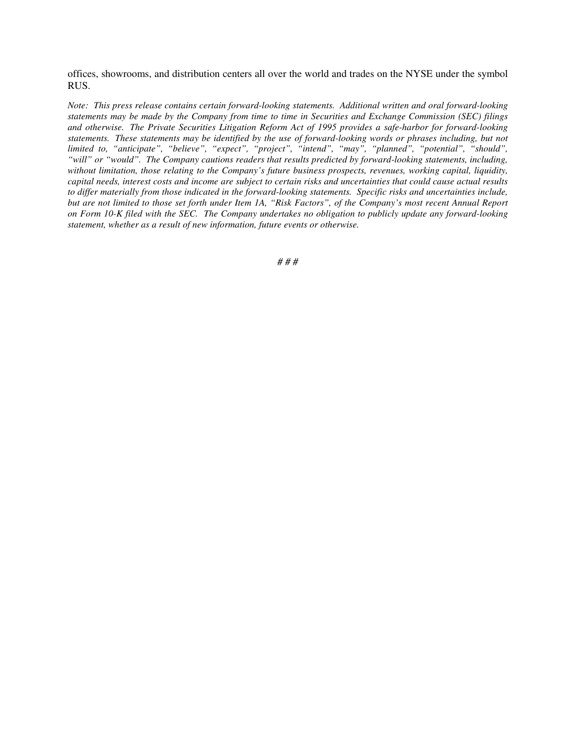offices, showrooms, and distribution centers all over the world and trades on the NYSE under the symbol RUS.

*Note: This press release contains certain forward-looking statements. Additional written and oral forward-looking statements may be made by the Company from time to time in Securities and Exchange Commission (SEC) filings and otherwise. The Private Securities Litigation Reform Act of 1995 provides a safe-harbor for forward-looking statements. These statements may be identified by the use of forward-looking words or phrases including, but not limited to, "anticipate", "believe", "expect", "project", "intend", "may", "planned", "potential", "should", "will" or "would". The Company cautions readers that results predicted by forward-looking statements, including, without limitation, those relating to the Company's future business prospects, revenues, working capital, liquidity, capital needs, interest costs and income are subject to certain risks and uncertainties that could cause actual results to differ materially from those indicated in the forward-looking statements. Specific risks and uncertainties include, but are not limited to those set forth under Item 1A, "Risk Factors", of the Company's most recent Annual Report on Form 10-K filed with the SEC. The Company undertakes no obligation to publicly update any forward-looking statement, whether as a result of new information, future events or otherwise.*

*# # #*